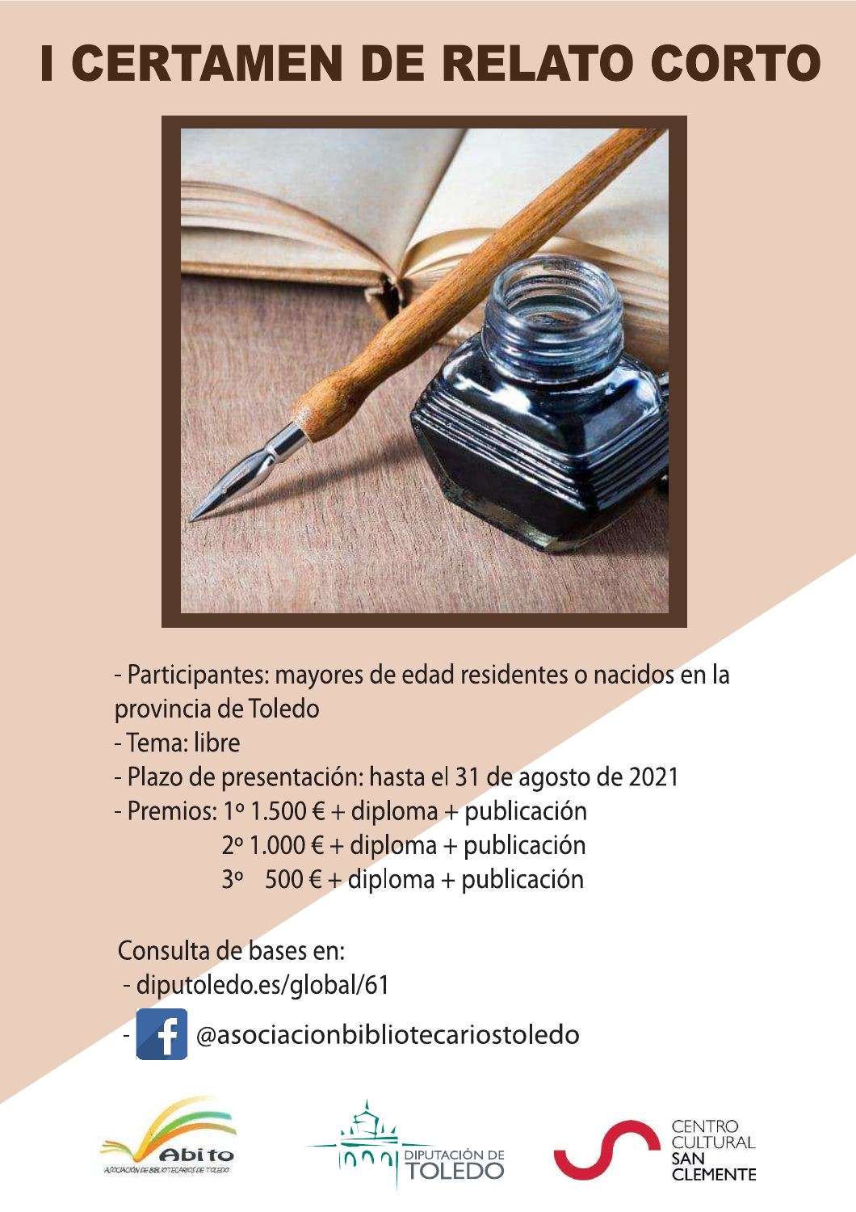# I CERTAMEN DE RELATO CORTO

- Participantes: mayores de edad residentes o nacidos en la provincia de Toledo
- Tema: libre
- Plazo de presentación: hasta el 31 de agosto de 2021
- Premios: 1º 1.500 € + diploma + publicación
  2º 1.000 € + diploma + publicación
  3º 500 € + diploma + publicación

Consulta de bases en:

- diputoledo.es/global/61
- @asociacionbibliotecariostoledo

Abito — Asociación de Bibliotecarios de Toledo

Diputación de Toledo

Centro Cultural San Clemente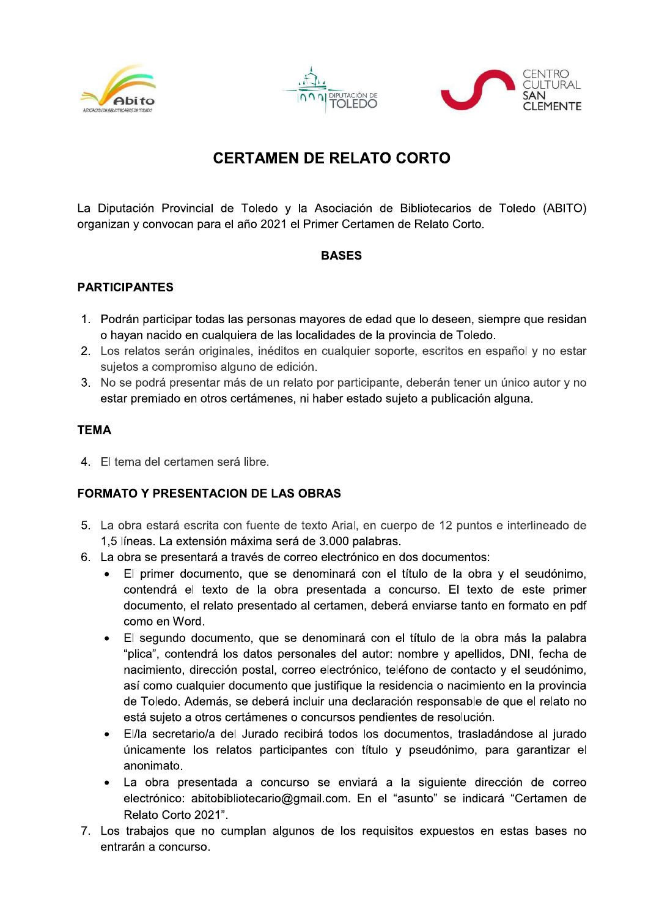# CERTAMEN DE RELATO CORTO

La Diputación Provincial de Toledo y la Asociación de Bibliotecarios de Toledo (ABITO) organizan y convocan para el año 2021 el Primer Certamen de Relato Corto.

## BASES

### PARTICIPANTES

1. Podrán participar todas las personas mayores de edad que lo deseen, siempre que residan o hayan nacido en cualquiera de las localidades de la provincia de Toledo.
2. Los relatos serán originales, inéditos en cualquier soporte, escritos en español y no estar sujetos a compromiso alguno de edición.
3. No se podrá presentar más de un relato por participante, deberán tener un único autor y no estar premiado en otros certámenes, ni haber estado sujeto a publicación alguna.

### TEMA

4. El tema del certamen será libre.

### FORMATO Y PRESENTACION DE LAS OBRAS

5. La obra estará escrita con fuente de texto Arial, en cuerpo de 12 puntos e interlineado de 1,5 líneas. La extensión máxima será de 3.000 palabras.
6. La obra se presentará a través de correo electrónico en dos documentos:
   - El primer documento, que se denominará con el título de la obra y el seudónimo, contendrá el texto de la obra presentada a concurso. El texto de este primer documento, el relato presentado al certamen, deberá enviarse tanto en formato en pdf como en Word.
   - El segundo documento, que se denominará con el título de la obra más la palabra "plica", contendrá los datos personales del autor: nombre y apellidos, DNI, fecha de nacimiento, dirección postal, correo electrónico, teléfono de contacto y el seudónimo, así como cualquier documento que justifique la residencia o nacimiento en la provincia de Toledo. Además, se deberá incluir una declaración responsable de que el relato no está sujeto a otros certámenes o concursos pendientes de resolución.
   - El/la secretario/a del Jurado recibirá todos los documentos, trasladándose al jurado únicamente los relatos participantes con título y pseudónimo, para garantizar el anonimato.
   - La obra presentada a concurso se enviará a la siguiente dirección de correo electrónico: abitobibliotecario@gmail.com. En el "asunto" se indicará "Certamen de Relato Corto 2021".
7. Los trabajos que no cumplan algunos de los requisitos expuestos en estas bases no entrarán a concurso.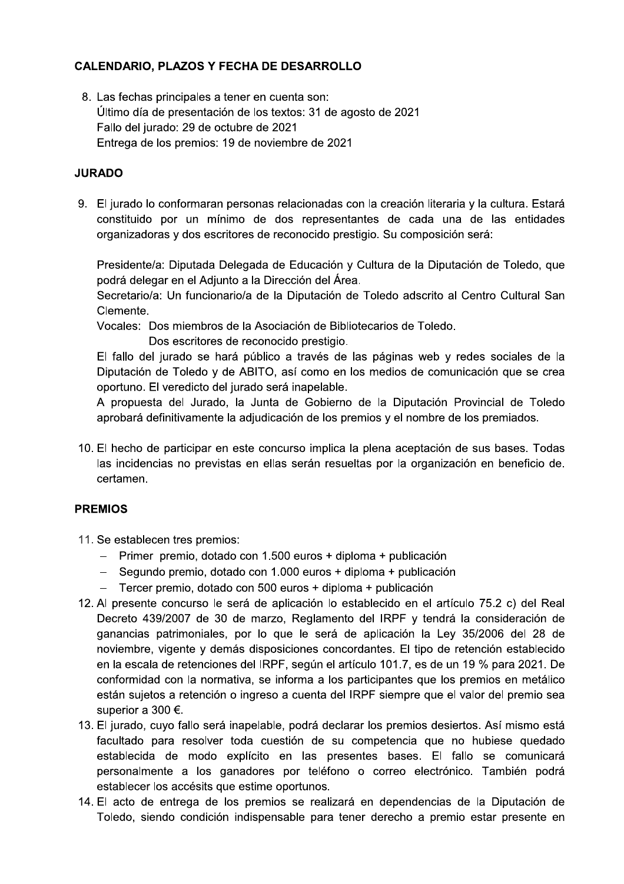**CALENDARIO, PLAZOS Y FECHA DE DESARROLLO**

8. Las fechas principales a tener en cuenta son:
   Último día de presentación de los textos: 31 de agosto de 2021
   Fallo del jurado: 29 de octubre de 2021
   Entrega de los premios: 19 de noviembre de 2021

**JURADO**

9. El jurado lo conformaran personas relacionadas con la creación literaria y la cultura. Estará constituido por un mínimo de dos representantes de cada una de las entidades organizadoras y dos escritores de reconocido prestigio. Su composición será:

   Presidente/a: Diputada Delegada de Educación y Cultura de la Diputación de Toledo, que podrá delegar en el Adjunto a la Dirección del Área.
   Secretario/a: Un funcionario/a de la Diputación de Toledo adscrito al Centro Cultural San Clemente.
   Vocales: Dos miembros de la Asociación de Bibliotecarios de Toledo.
   Dos escritores de reconocido prestigio.
   El fallo del jurado se hará público a través de las páginas web y redes sociales de la Diputación de Toledo y de ABITO, así como en los medios de comunicación que se crea oportuno. El veredicto del jurado será inapelable.
   A propuesta del Jurado, la Junta de Gobierno de la Diputación Provincial de Toledo aprobará definitivamente la adjudicación de los premios y el nombre de los premiados.

10. El hecho de participar en este concurso implica la plena aceptación de sus bases. Todas las incidencias no previstas en ellas serán resueltas por la organización en beneficio de. certamen.

**PREMIOS**

11. Se establecen tres premios:
    - Primer premio, dotado con 1.500 euros + diploma + publicación
    - Segundo premio, dotado con 1.000 euros + diploma + publicación
    - Tercer premio, dotado con 500 euros + diploma + publicación
12. Al presente concurso le será de aplicación lo establecido en el artículo 75.2 c) del Real Decreto 439/2007 de 30 de marzo, Reglamento del IRPF y tendrá la consideración de ganancias patrimoniales, por lo que le será de aplicación la Ley 35/2006 del 28 de noviembre, vigente y demás disposiciones concordantes. El tipo de retención establecido en la escala de retenciones del IRPF, según el artículo 101.7, es de un 19 % para 2021. De conformidad con la normativa, se informa a los participantes que los premios en metálico están sujetos a retención o ingreso a cuenta del IRPF siempre que el valor del premio sea superior a 300 €.
13. El jurado, cuyo fallo será inapelable, podrá declarar los premios desiertos. Así mismo está facultado para resolver toda cuestión de su competencia que no hubiese quedado establecida de modo explícito en las presentes bases. El fallo se comunicará personalmente a los ganadores por teléfono o correo electrónico. También podrá establecer los accésits que estime oportunos.
14. El acto de entrega de los premios se realizará en dependencias de la Diputación de Toledo, siendo condición indispensable para tener derecho a premio estar presente en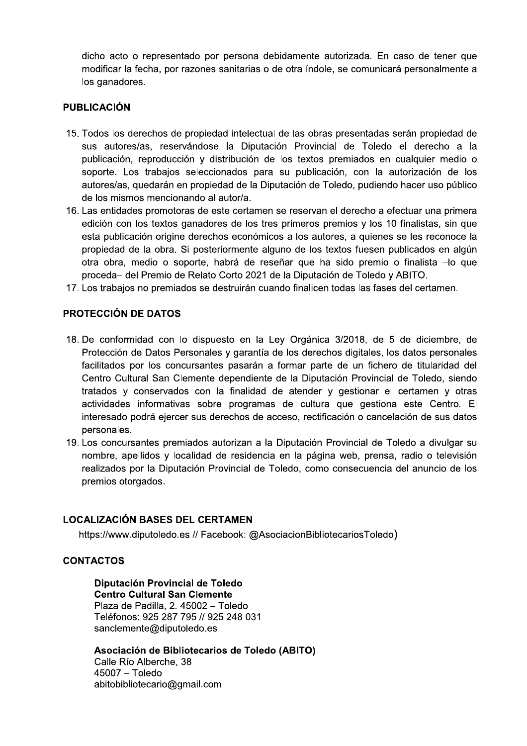dicho acto o representado por persona debidamente autorizada. En caso de tener que modificar la fecha, por razones sanitarias o de otra índole, se comunicará personalmente a los ganadores.

## PUBLICACIÓN

15. Todos los derechos de propiedad intelectual de las obras presentadas serán propiedad de sus autores/as, reservándose la Diputación Provincial de Toledo el derecho a la publicación, reproducción y distribución de los textos premiados en cualquier medio o soporte. Los trabajos seleccionados para su publicación, con la autorización de los autores/as, quedarán en propiedad de la Diputación de Toledo, pudiendo hacer uso público de los mismos mencionando al autor/a.
16. Las entidades promotoras de este certamen se reservan el derecho a efectuar una primera edición con los textos ganadores de los tres primeros premios y los 10 finalistas, sin que esta publicación origine derechos económicos a los autores, a quienes se les reconoce la propiedad de la obra. Si posteriormente alguno de los textos fuesen publicados en algún otra obra, medio o soporte, habrá de reseñar que ha sido premio o finalista –lo que proceda– del Premio de Relato Corto 2021 de la Diputación de Toledo y ABITO.
17. Los trabajos no premiados se destruirán cuando finalicen todas las fases del certamen.

## PROTECCIÓN DE DATOS

18. De conformidad con lo dispuesto en la Ley Orgánica 3/2018, de 5 de diciembre, de Protección de Datos Personales y garantía de los derechos digitales, los datos personales facilitados por los concursantes pasarán a formar parte de un fichero de titularidad del Centro Cultural San Clemente dependiente de la Diputación Provincial de Toledo, siendo tratados y conservados con la finalidad de atender y gestionar el certamen y otras actividades informativas sobre programas de cultura que gestiona este Centro. El interesado podrá ejercer sus derechos de acceso, rectificación o cancelación de sus datos personales.
19. Los concursantes premiados autorizan a la Diputación Provincial de Toledo a divulgar su nombre, apellidos y localidad de residencia en la página web, prensa, radio o televisión realizados por la Diputación Provincial de Toledo, como consecuencia del anuncio de los premios otorgados.

## LOCALIZACIÓN BASES DEL CERTAMEN

https://www.diputoledo.es // Facebook: @AsociacionBibliotecariosToledo)

## CONTACTOS

**Diputación Provincial de Toledo**
**Centro Cultural San Clemente**
Plaza de Padilla, 2. 45002 – Toledo
Teléfonos: 925 287 795 // 925 248 031
sanclemente@diputoledo.es

**Asociación de Bibliotecarios de Toledo (ABITO)**
Calle Río Alberche, 38
45007 – Toledo
abitobibliotecario@gmail.com